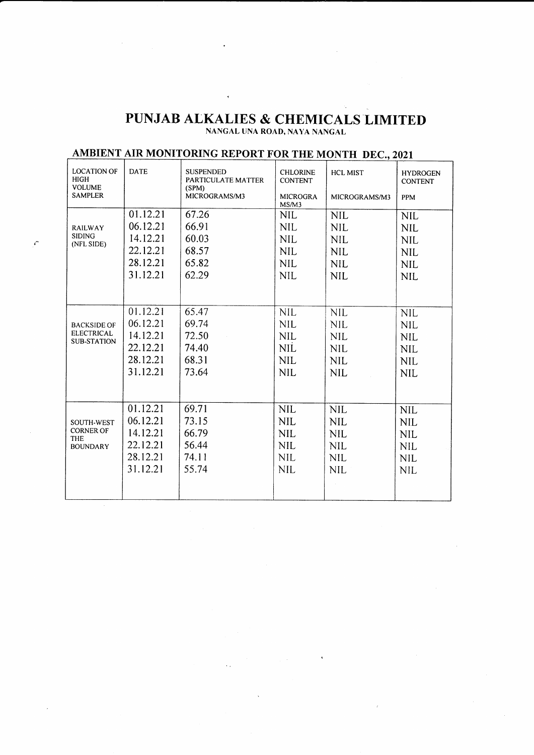# PUNJAB ALKALIES & CHEMICALS LIMITED

NANGAL UNA ROAD, NAYA NANGAL

## AMBIENT AIR MONITORING REPORT FOR THE MONTH DEC., 2021

| LOCATION OF HIGH VOLUME SAMPLER | DATE | SUSPENDED PARTICULATE MATTER (SPM) MICROGRAMS/M3 | CHLORINE CONTENT MICROGRAMS/M3 | HCL MIST MICROGRAMS/M3 | HYDROGEN CONTENT PPM |
|---|---|---|---|---|---|
| RAILWAY SIDING (NFL SIDE) | 01.12.21 | 67.26 | NIL | NIL | NIL |
| | 06.12.21 | 66.91 | NIL | NIL | NIL |
| | 14.12.21 | 60.03 | NIL | NIL | NIL |
| | 22.12.21 | 68.57 | NIL | NIL | NIL |
| | 28.12.21 | 65.82 | NIL | NIL | NIL |
| | 31.12.21 | 62.29 | NIL | NIL | NIL |
| BACKSIDE OF ELECTRICAL SUB-STATION | 01.12.21 | 65.47 | NIL | NIL | NIL |
| | 06.12.21 | 69.74 | NIL | NIL | NIL |
| | 14.12.21 | 72.50 | NIL | NIL | NIL |
| | 22.12.21 | 74.40 | NIL | NIL | NIL |
| | 28.12.21 | 68.31 | NIL | NIL | NIL |
| | 31.12.21 | 73.64 | NIL | NIL | NIL |
| SOUTH-WEST CORNER OF THE BOUNDARY | 01.12.21 | 69.71 | NIL | NIL | NIL |
| | 06.12.21 | 73.15 | NIL | NIL | NIL |
| | 14.12.21 | 66.79 | NIL | NIL | NIL |
| | 22.12.21 | 56.44 | NIL | NIL | NIL |
| | 28.12.21 | 74.11 | NIL | NIL | NIL |
| | 31.12.21 | 55.74 | NIL | NIL | NIL |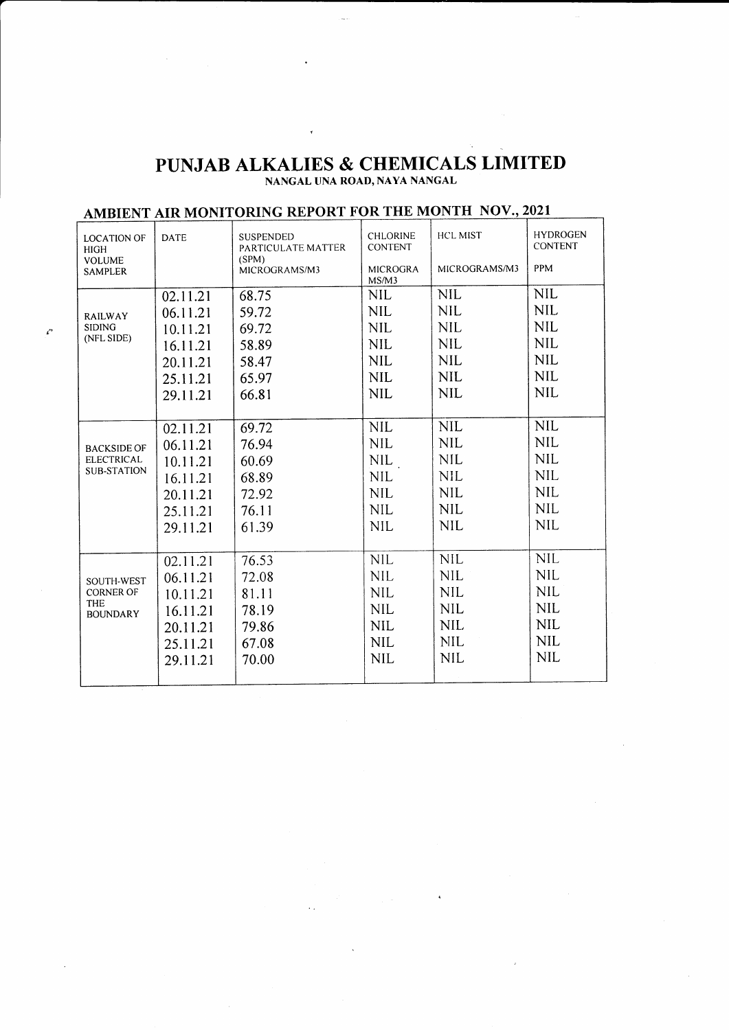# PUNJAB ALKALIES & CHEMICALS LIMITED

NANGAL UNA ROAD, NAYA NANGAL

## AMBIENT AIR MONITORING REPORT FOR THE MONTH NOV., 2021

| LOCATION OF HIGH VOLUME SAMPLER | DATE | SUSPENDED PARTICULATE MATTER (SPM) MICROGRAMS/M3 | CHLORINE CONTENT MICROGRAMS/M3 | HCL MIST MICROGRAMS/M3 | HYDROGEN CONTENT PPM |
|---|---|---|---|---|---|
| RAILWAY SIDING (NFL SIDE) | 02.11.21 | 68.75 | NIL | NIL | NIL |
| | 06.11.21 | 59.72 | NIL | NIL | NIL |
| | 10.11.21 | 69.72 | NIL | NIL | NIL |
| | 16.11.21 | 58.89 | NIL | NIL | NIL |
| | 20.11.21 | 58.47 | NIL | NIL | NIL |
| | 25.11.21 | 65.97 | NIL | NIL | NIL |
| | 29.11.21 | 66.81 | NIL | NIL | NIL |
| BACKSIDE OF ELECTRICAL SUB-STATION | 02.11.21 | 69.72 | NIL | NIL | NIL |
| | 06.11.21 | 76.94 | NIL | NIL | NIL |
| | 10.11.21 | 60.69 | NIL | NIL | NIL |
| | 16.11.21 | 68.89 | NIL | NIL | NIL |
| | 20.11.21 | 72.92 | NIL | NIL | NIL |
| | 25.11.21 | 76.11 | NIL | NIL | NIL |
| | 29.11.21 | 61.39 | NIL | NIL | NIL |
| SOUTH-WEST CORNER OF THE BOUNDARY | 02.11.21 | 76.53 | NIL | NIL | NIL |
| | 06.11.21 | 72.08 | NIL | NIL | NIL |
| | 10.11.21 | 81.11 | NIL | NIL | NIL |
| | 16.11.21 | 78.19 | NIL | NIL | NIL |
| | 20.11.21 | 79.86 | NIL | NIL | NIL |
| | 25.11.21 | 67.08 | NIL | NIL | NIL |
| | 29.11.21 | 70.00 | NIL | NIL | NIL |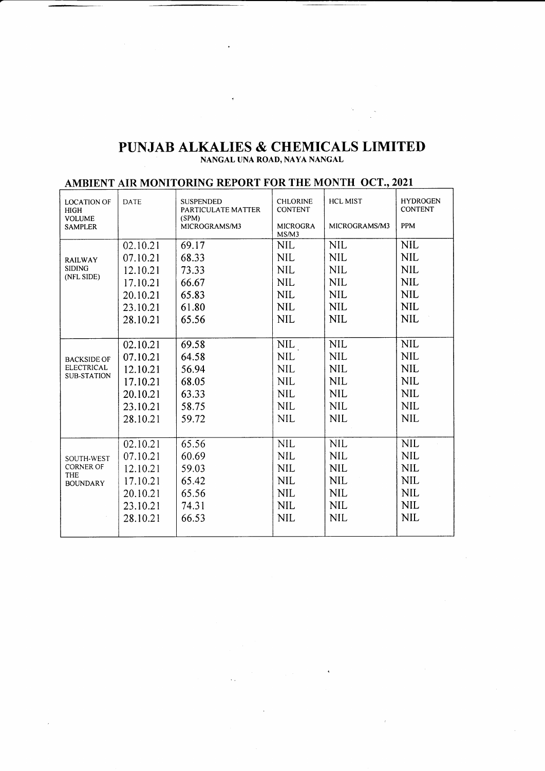# PUNJAB ALKALIES & CHEMICALS LIMITED

NANGAL UNA ROAD, NAYA NANGAL

## AMBIENT AIR MONITORING REPORT FOR THE MONTH OCT., 2021

| LOCATION OF HIGH VOLUME SAMPLER | DATE | SUSPENDED PARTICULATE MATTER (SPM) MICROGRAMS/M3 | CHLORINE CONTENT MICROGRAMS/M3 | HCL MIST MICROGRAMS/M3 | HYDROGEN CONTENT PPM |
|---|---|---|---|---|---|
| RAILWAY SIDING (NFL SIDE) | 02.10.21 | 69.17 | NIL | NIL | NIL |
| | 07.10.21 | 68.33 | NIL | NIL | NIL |
| | 12.10.21 | 73.33 | NIL | NIL | NIL |
| | 17.10.21 | 66.67 | NIL | NIL | NIL |
| | 20.10.21 | 65.83 | NIL | NIL | NIL |
| | 23.10.21 | 61.80 | NIL | NIL | NIL |
| | 28.10.21 | 65.56 | NIL | NIL | NIL |
| BACKSIDE OF ELECTRICAL SUB-STATION | 02.10.21 | 69.58 | NIL | NIL | NIL |
| | 07.10.21 | 64.58 | NIL | NIL | NIL |
| | 12.10.21 | 56.94 | NIL | NIL | NIL |
| | 17.10.21 | 68.05 | NIL | NIL | NIL |
| | 20.10.21 | 63.33 | NIL | NIL | NIL |
| | 23.10.21 | 58.75 | NIL | NIL | NIL |
| | 28.10.21 | 59.72 | NIL | NIL | NIL |
| SOUTH-WEST CORNER OF THE BOUNDARY | 02.10.21 | 65.56 | NIL | NIL | NIL |
| | 07.10.21 | 60.69 | NIL | NIL | NIL |
| | 12.10.21 | 59.03 | NIL | NIL | NIL |
| | 17.10.21 | 65.42 | NIL | NIL | NIL |
| | 20.10.21 | 65.56 | NIL | NIL | NIL |
| | 23.10.21 | 74.31 | NIL | NIL | NIL |
| | 28.10.21 | 66.53 | NIL | NIL | NIL |